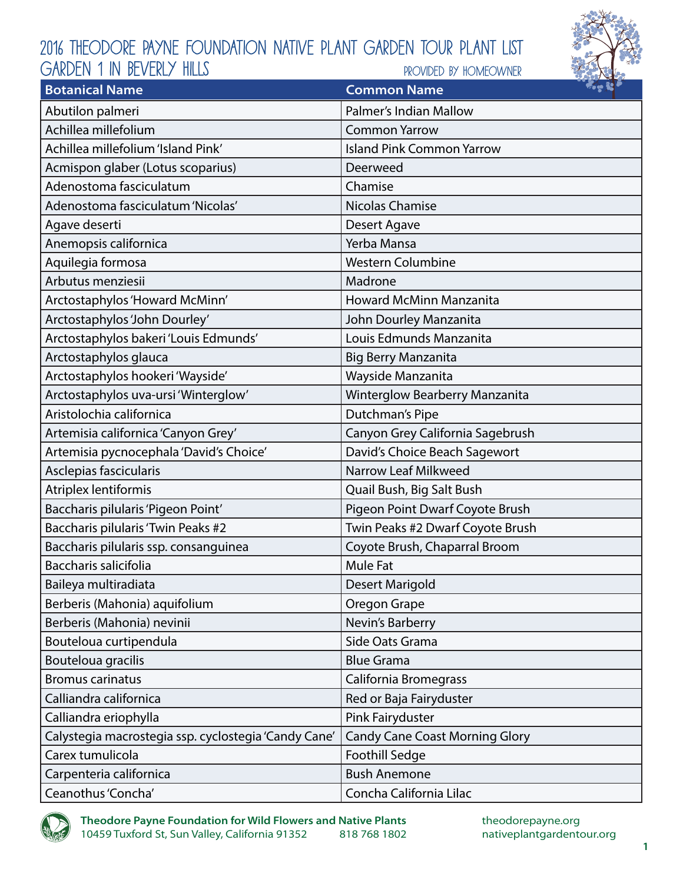# 2016 Theodore Payne Foundation Native Plant Garden Tour Plant List

## Garden 1 in Beverly Hills

Provided by Homeowner

| Botanical Name | Common Name |
|---|---|
| Abutilon palmeri | Palmer's Indian Mallow |
| Achillea millefolium | Common Yarrow |
| Achillea millefolium 'Island Pink' | Island Pink Common Yarrow |
| Acmispon glaber (Lotus scoparius) | Deerweed |
| Adenostoma fasciculatum | Chamise |
| Adenostoma fasciculatum 'Nicolas' | Nicolas Chamise |
| Agave deserti | Desert Agave |
| Anemopsis californica | Yerba Mansa |
| Aquilegia formosa | Western Columbine |
| Arbutus menziesii | Madrone |
| Arctostaphylos 'Howard McMinn' | Howard McMinn Manzanita |
| Arctostaphylos 'John Dourley' | John Dourley Manzanita |
| Arctostaphylos bakeri 'Louis Edmunds' | Louis Edmunds Manzanita |
| Arctostaphylos glauca | Big Berry Manzanita |
| Arctostaphylos hookeri 'Wayside' | Wayside Manzanita |
| Arctostaphylos uva-ursi 'Winterglow' | Winterglow Bearberry Manzanita |
| Aristolochia californica | Dutchman's Pipe |
| Artemisia californica 'Canyon Grey' | Canyon Grey California Sagebrush |
| Artemisia pycnocephala 'David's Choice' | David's Choice Beach Sagewort |
| Asclepias fascicularis | Narrow Leaf Milkweed |
| Atriplex lentiformis | Quail Bush, Big Salt Bush |
| Baccharis pilularis 'Pigeon Point' | Pigeon Point Dwarf Coyote Brush |
| Baccharis pilularis 'Twin Peaks #2 | Twin Peaks #2 Dwarf Coyote Brush |
| Baccharis pilularis ssp. consanguinea | Coyote Brush, Chaparral Broom |
| Baccharis salicifolia | Mule Fat |
| Baileya multiradiata | Desert Marigold |
| Berberis (Mahonia) aquifolium | Oregon Grape |
| Berberis (Mahonia) nevinii | Nevin's Barberry |
| Bouteloua curtipendula | Side Oats Grama |
| Bouteloua gracilis | Blue Grama |
| Bromus carinatus | California Bromegrass |
| Calliandra californica | Red or Baja Fairyduster |
| Calliandra eriophylla | Pink Fairyduster |
| Calystegia macrostegia ssp. cyclostegia 'Candy Cane' | Candy Cane Coast Morning Glory |
| Carex tumulicola | Foothill Sedge |
| Carpenteria californica | Bush Anemone |
| Ceanothus 'Concha' | Concha California Lilac |

**Theodore Payne Foundation for Wild Flowers and Native Plants**
10459 Tuxford St, Sun Valley, California 91352 818 768 1802
theodorepayne.org
nativeplantgardentour.org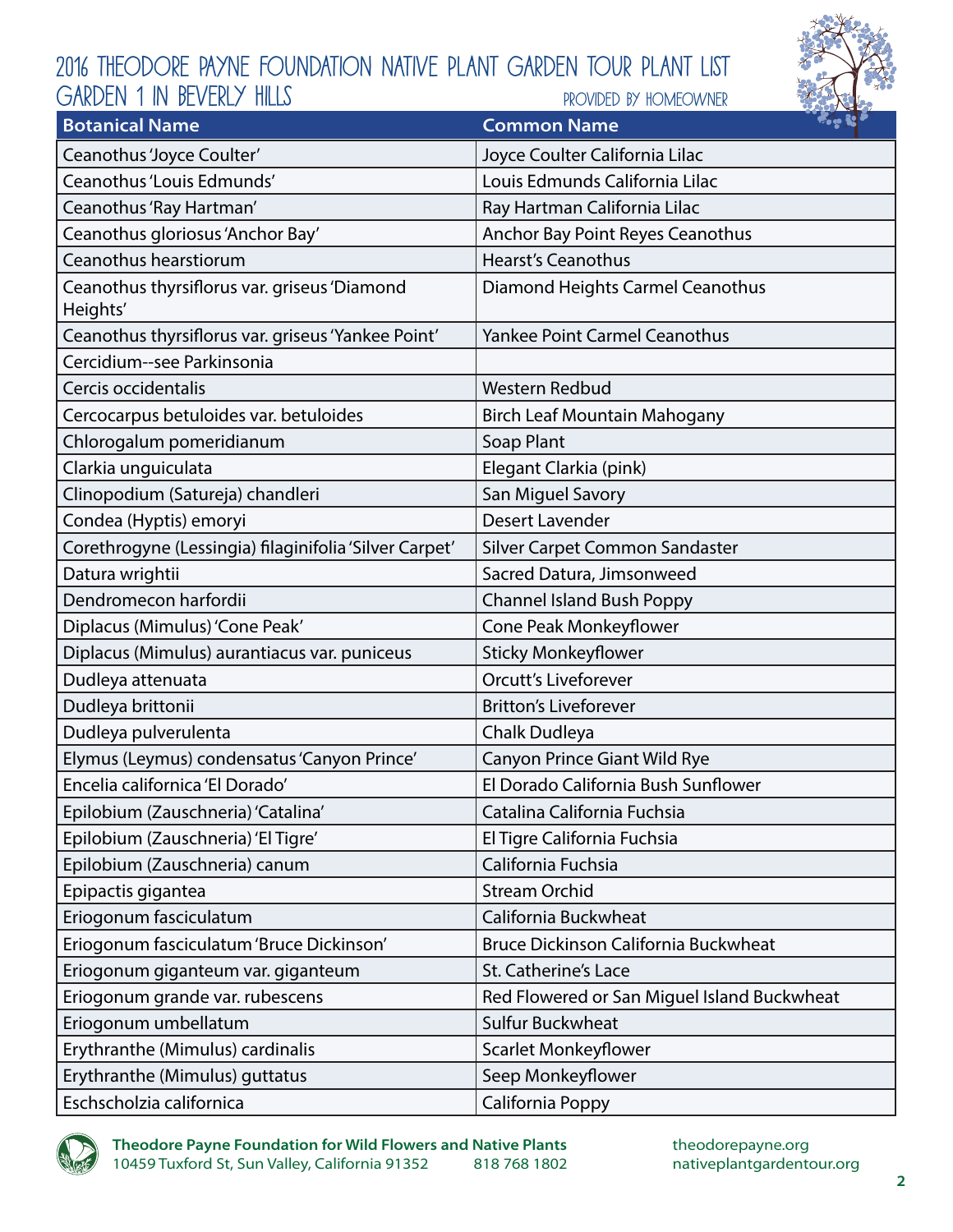# 2016 Theodore Payne Foundation Native Plant Garden Tour Plant List

## Garden 1 in Beverly Hills

Provided by Homeowner

| Botanical Name | Common Name |
| --- | --- |
| Ceanothus 'Joyce Coulter' | Joyce Coulter California Lilac |
| Ceanothus 'Louis Edmunds' | Louis Edmunds California Lilac |
| Ceanothus 'Ray Hartman' | Ray Hartman California Lilac |
| Ceanothus gloriosus 'Anchor Bay' | Anchor Bay Point Reyes Ceanothus |
| Ceanothus hearstiorum | Hearst's Ceanothus |
| Ceanothus thyrsiflorus var. griseus 'Diamond Heights' | Diamond Heights Carmel Ceanothus |
| Ceanothus thyrsiflorus var. griseus 'Yankee Point' | Yankee Point Carmel Ceanothus |
| Cercidium--see Parkinsonia | |
| Cercis occidentalis | Western Redbud |
| Cercocarpus betuloides var. betuloides | Birch Leaf Mountain Mahogany |
| Chlorogalum pomeridianum | Soap Plant |
| Clarkia unguiculata | Elegant Clarkia (pink) |
| Clinopodium (Satureja) chandleri | San Miguel Savory |
| Condea (Hyptis) emoryi | Desert Lavender |
| Corethrogyne (Lessingia) filaginifolia 'Silver Carpet' | Silver Carpet Common Sandaster |
| Datura wrightii | Sacred Datura, Jimsonweed |
| Dendromecon harfordii | Channel Island Bush Poppy |
| Diplacus (Mimulus) 'Cone Peak' | Cone Peak Monkeyflower |
| Diplacus (Mimulus) aurantiacus var. puniceus | Sticky Monkeyflower |
| Dudleya attenuata | Orcutt's Liveforever |
| Dudleya brittonii | Britton's Liveforever |
| Dudleya pulverulenta | Chalk Dudleya |
| Elymus (Leymus) condensatus 'Canyon Prince' | Canyon Prince Giant Wild Rye |
| Encelia californica 'El Dorado' | El Dorado California Bush Sunflower |
| Epilobium (Zauschneria) 'Catalina' | Catalina California Fuchsia |
| Epilobium (Zauschneria) 'El Tigre' | El Tigre California Fuchsia |
| Epilobium (Zauschneria) canum | California Fuchsia |
| Epipactis gigantea | Stream Orchid |
| Eriogonum fasciculatum | California Buckwheat |
| Eriogonum fasciculatum 'Bruce Dickinson' | Bruce Dickinson California Buckwheat |
| Eriogonum giganteum var. giganteum | St. Catherine's Lace |
| Eriogonum grande var. rubescens | Red Flowered or San Miguel Island Buckwheat |
| Eriogonum umbellatum | Sulfur Buckwheat |
| Erythranthe (Mimulus) cardinalis | Scarlet Monkeyflower |
| Erythranthe (Mimulus) guttatus | Seep Monkeyflower |
| Eschscholzia californica | California Poppy |

**Theodore Payne Foundation for Wild Flowers and Native Plants**
10459 Tuxford St, Sun Valley, California 91352 818 768 1802
theodorepayne.org
nativeplantgardentour.org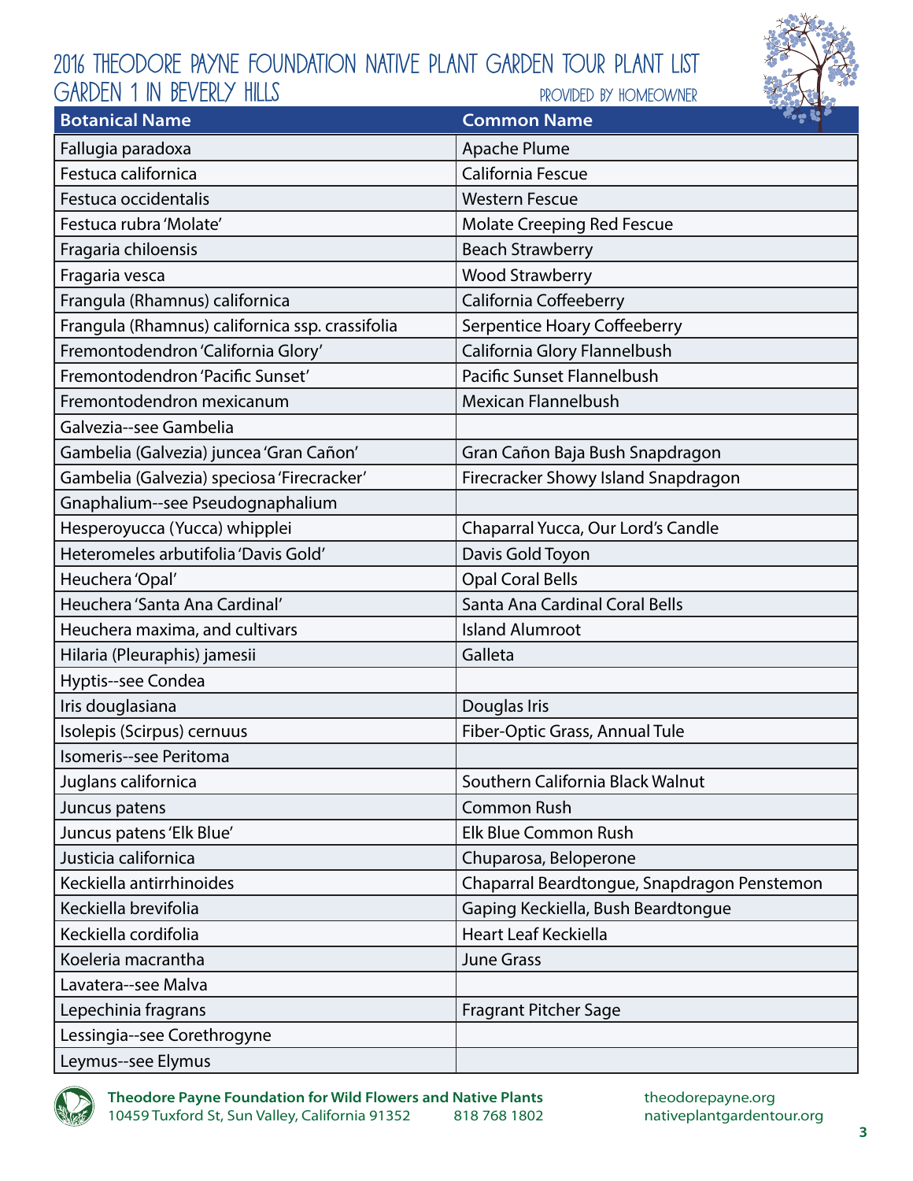# 2016 Theodore Payne Foundation Native Plant Garden Tour Plant List

## Garden 1 in Beverly Hills

Provided by Homeowner

| Botanical Name | Common Name |
|---|---|
| Fallugia paradoxa | Apache Plume |
| Festuca californica | California Fescue |
| Festuca occidentalis | Western Fescue |
| Festuca rubra 'Molate' | Molate Creeping Red Fescue |
| Fragaria chiloensis | Beach Strawberry |
| Fragaria vesca | Wood Strawberry |
| Frangula (Rhamnus) californica | California Coffeeberry |
| Frangula (Rhamnus) californica ssp. crassifolia | Serpentice Hoary Coffeeberry |
| Fremontodendron 'California Glory' | California Glory Flannelbush |
| Fremontodendron 'Pacific Sunset' | Pacific Sunset Flannelbush |
| Fremontodendron mexicanum | Mexican Flannelbush |
| Galvezia--see Gambelia | |
| Gambelia (Galvezia) juncea 'Gran Cañon' | Gran Cañon Baja Bush Snapdragon |
| Gambelia (Galvezia) speciosa 'Firecracker' | Firecracker Showy Island Snapdragon |
| Gnaphalium--see Pseudognaphalium | |
| Hesperoyucca (Yucca) whipplei | Chaparral Yucca, Our Lord's Candle |
| Heteromeles arbutifolia 'Davis Gold' | Davis Gold Toyon |
| Heuchera 'Opal' | Opal Coral Bells |
| Heuchera 'Santa Ana Cardinal' | Santa Ana Cardinal Coral Bells |
| Heuchera maxima, and cultivars | Island Alumroot |
| Hilaria (Pleuraphis) jamesii | Galleta |
| Hyptis--see Condea | |
| Iris douglasiana | Douglas Iris |
| Isolepis (Scirpus) cernuus | Fiber-Optic Grass, Annual Tule |
| Isomeris--see Peritoma | |
| Juglans californica | Southern California Black Walnut |
| Juncus patens | Common Rush |
| Juncus patens 'Elk Blue' | Elk Blue Common Rush |
| Justicia californica | Chuparosa, Beloperone |
| Keckiella antirrhinoides | Chaparral Beardtongue, Snapdragon Penstemon |
| Keckiella brevifolia | Gaping Keckiella, Bush Beardtongue |
| Keckiella cordifolia | Heart Leaf Keckiella |
| Koeleria macrantha | June Grass |
| Lavatera--see Malva | |
| Lepechinia fragrans | Fragrant Pitcher Sage |
| Lessingia--see Corethrogyne | |
| Leymus--see Elymus | |

**Theodore Payne Foundation for Wild Flowers and Native Plants**
10459 Tuxford St, Sun Valley, California 91352 818 768 1802
theodorepayne.org
nativeplantgardentour.org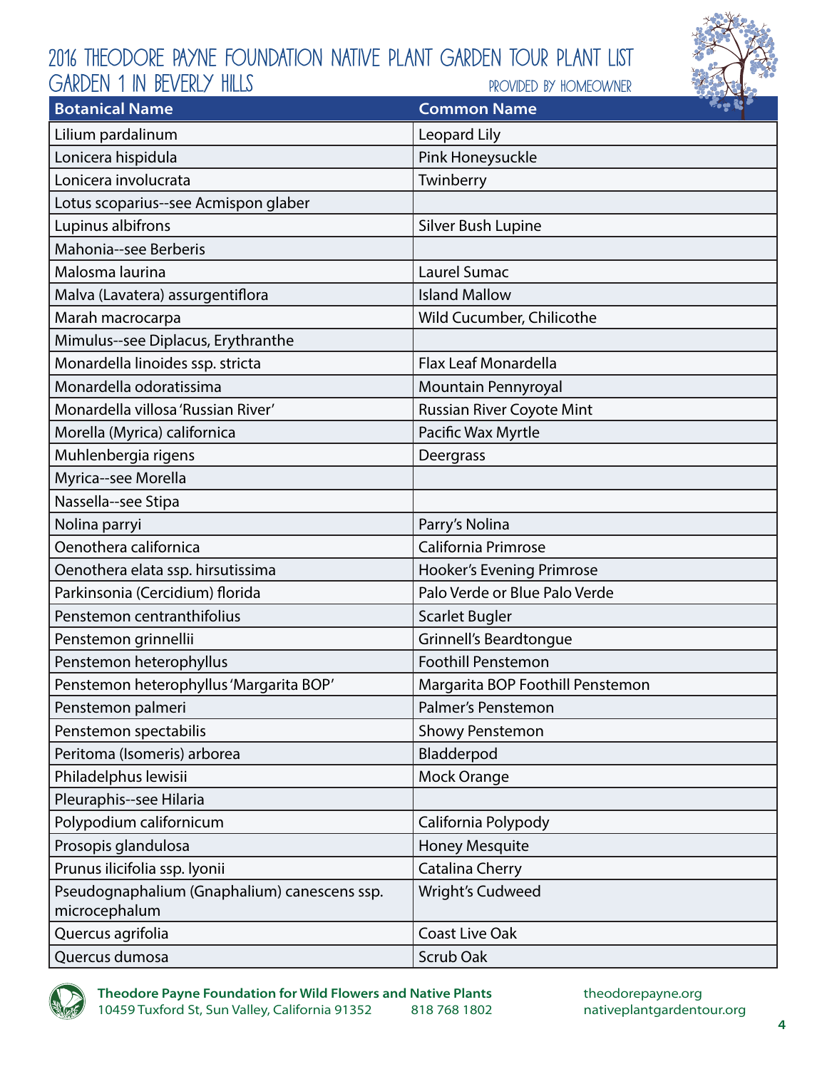# 2016 Theodore Payne Foundation Native Plant Garden Tour Plant List

## Garden 1 in Beverly Hills

Provided by Homeowner

| Botanical Name | Common Name |
|---|---|
| Lilium pardalinum | Leopard Lily |
| Lonicera hispidula | Pink Honeysuckle |
| Lonicera involucrata | Twinberry |
| Lotus scoparius--see Acmispon glaber | |
| Lupinus albifrons | Silver Bush Lupine |
| Mahonia--see Berberis | |
| Malosma laurina | Laurel Sumac |
| Malva (Lavatera) assurgentiflora | Island Mallow |
| Marah macrocarpa | Wild Cucumber, Chilicothe |
| Mimulus--see Diplacus, Erythranthe | |
| Monardella linoides ssp. stricta | Flax Leaf Monardella |
| Monardella odoratissima | Mountain Pennyroyal |
| Monardella villosa 'Russian River' | Russian River Coyote Mint |
| Morella (Myrica) californica | Pacific Wax Myrtle |
| Muhlenbergia rigens | Deergrass |
| Myrica--see Morella | |
| Nassella--see Stipa | |
| Nolina parryi | Parry's Nolina |
| Oenothera californica | California Primrose |
| Oenothera elata ssp. hirsutissima | Hooker's Evening Primrose |
| Parkinsonia (Cercidium) florida | Palo Verde or Blue Palo Verde |
| Penstemon centranthifolius | Scarlet Bugler |
| Penstemon grinnellii | Grinnell's Beardtongue |
| Penstemon heterophyllus | Foothill Penstemon |
| Penstemon heterophyllus 'Margarita BOP' | Margarita BOP Foothill Penstemon |
| Penstemon palmeri | Palmer's Penstemon |
| Penstemon spectabilis | Showy Penstemon |
| Peritoma (Isomeris) arborea | Bladderpod |
| Philadelphus lewisii | Mock Orange |
| Pleuraphis--see Hilaria | |
| Polypodium californicum | California Polypody |
| Prosopis glandulosa | Honey Mesquite |
| Prunus ilicifolia ssp. lyonii | Catalina Cherry |
| Pseudognaphalium (Gnaphalium) canescens ssp. microcephalum | Wright's Cudweed |
| Quercus agrifolia | Coast Live Oak |
| Quercus dumosa | Scrub Oak |

**Theodore Payne Foundation for Wild Flowers and Native Plants**
10459 Tuxford St, Sun Valley, California 91352 818 768 1802
theodorepayne.org
nativeplantgardentour.org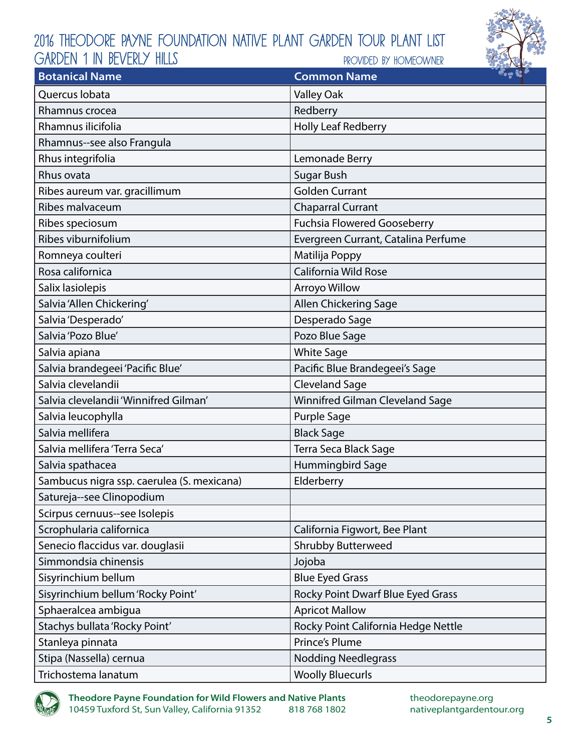# 2016 Theodore Payne Foundation Native Plant Garden Tour Plant List

## Garden 1 in Beverly Hills

Provided by homeowner

| Botanical Name | Common Name |
|---|---|
| Quercus lobata | Valley Oak |
| Rhamnus crocea | Redberry |
| Rhamnus ilicifolia | Holly Leaf Redberry |
| Rhamnus--see also Frangula | |
| Rhus integrifolia | Lemonade Berry |
| Rhus ovata | Sugar Bush |
| Ribes aureum var. gracillimum | Golden Currant |
| Ribes malvaceum | Chaparral Currant |
| Ribes speciosum | Fuchsia Flowered Gooseberry |
| Ribes viburnifolium | Evergreen Currant, Catalina Perfume |
| Romneya coulteri | Matilija Poppy |
| Rosa californica | California Wild Rose |
| Salix lasiolepis | Arroyo Willow |
| Salvia 'Allen Chickering' | Allen Chickering Sage |
| Salvia 'Desperado' | Desperado Sage |
| Salvia 'Pozo Blue' | Pozo Blue Sage |
| Salvia apiana | White Sage |
| Salvia brandegeei 'Pacific Blue' | Pacific Blue Brandegeei's Sage |
| Salvia clevelandii | Cleveland Sage |
| Salvia clevelandii 'Winnifred Gilman' | Winnifred Gilman Cleveland Sage |
| Salvia leucophylla | Purple Sage |
| Salvia mellifera | Black Sage |
| Salvia mellifera 'Terra Seca' | Terra Seca Black Sage |
| Salvia spathacea | Hummingbird Sage |
| Sambucus nigra ssp. caerulea (S. mexicana) | Elderberry |
| Satureja--see Clinopodium | |
| Scirpus cernuus--see Isolepis | |
| Scrophularia californica | California Figwort, Bee Plant |
| Senecio flaccidus var. douglasii | Shrubby Butterweed |
| Simmondsia chinensis | Jojoba |
| Sisyrinchium bellum | Blue Eyed Grass |
| Sisyrinchium bellum 'Rocky Point' | Rocky Point Dwarf Blue Eyed Grass |
| Sphaeralcea ambigua | Apricot Mallow |
| Stachys bullata 'Rocky Point' | Rocky Point California Hedge Nettle |
| Stanleya pinnata | Prince's Plume |
| Stipa (Nassella) cernua | Nodding Needlegrass |
| Trichostema lanatum | Woolly Bluecurls |

**Theodore Payne Foundation for Wild Flowers and Native Plants**
10459 Tuxford St, Sun Valley, California 91352 818 768 1802
theodorepayne.org
nativeplantgardentour.org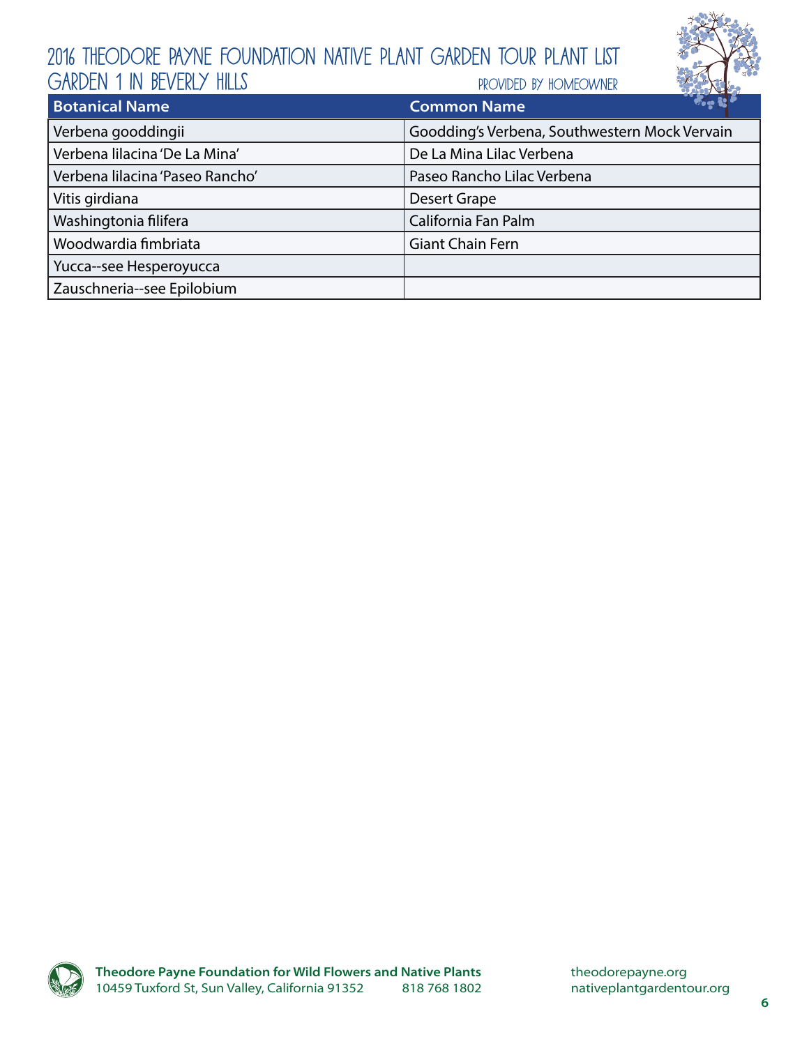# 2016 Theodore Payne Foundation Native Plant Garden Tour Plant List

## Garden 1 in Beverly Hills

Provided by Homeowner

| Botanical Name | Common Name |
|---|---|
| Verbena gooddingii | Goodding's Verbena, Southwestern Mock Vervain |
| Verbena lilacina 'De La Mina' | De La Mina Lilac Verbena |
| Verbena lilacina 'Paseo Rancho' | Paseo Rancho Lilac Verbena |
| Vitis girdiana | Desert Grape |
| Washingtonia filifera | California Fan Palm |
| Woodwardia fimbriata | Giant Chain Fern |
| Yucca--see Hesperoyucca | |
| Zauschneria--see Epilobium | |

**Theodore Payne Foundation for Wild Flowers and Native Plants**
10459 Tuxford St, Sun Valley, California 91352 818 768 1802

theodorepayne.org
nativeplantgardentour.org